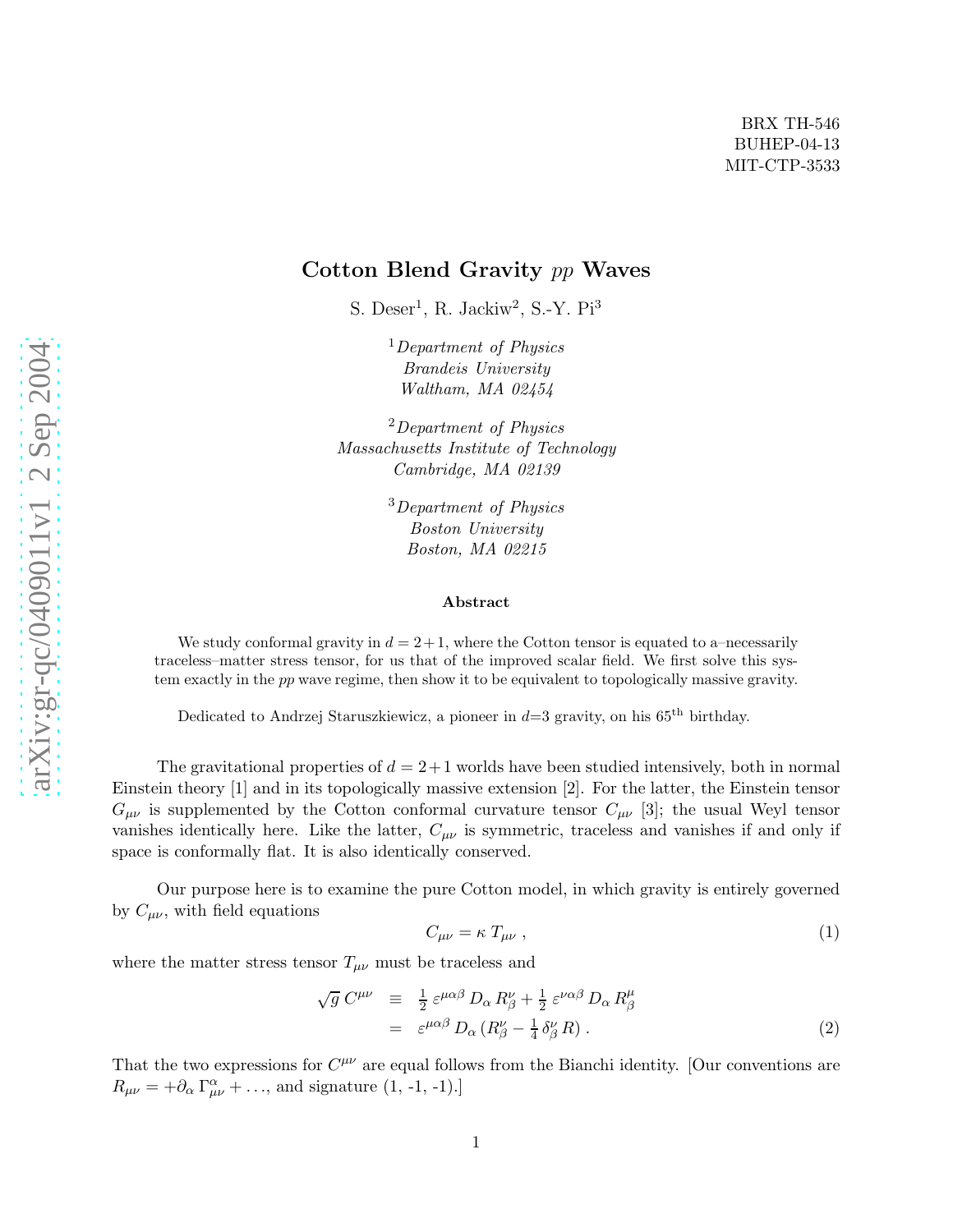BRX TH-546
BUHEP-04-13
MIT-CTP-3533

# Cotton Blend Gravity *pp* Waves

S. Deser[1], R. Jackiw[2], S.-Y. Pi[3]

[1] *Department of Physics*
*Brandeis University*
*Waltham, MA 02454*

[2] *Department of Physics*
*Massachusetts Institute of Technology*
*Cambridge, MA 02139*

[3] *Department of Physics*
*Boston University*
*Boston, MA 02215*

### Abstract

We study conformal gravity in $d = 2+1$, where the Cotton tensor is equated to a–necessarily traceless–matter stress tensor, for us that of the improved scalar field. We first solve this system exactly in the *pp* wave regime, then show it to be equivalent to topologically massive gravity.

Dedicated to Andrzej Staruszkiewicz, a pioneer in $d$=3 gravity, on his 65$^{\text{th}}$ birthday.

The gravitational properties of $d = 2+1$ worlds have been studied intensively, both in normal Einstein theory [1] and in its topologically massive extension [2]. For the latter, the Einstein tensor $G_{\mu\nu}$ is supplemented by the Cotton conformal curvature tensor $C_{\mu\nu}$ [3]; the usual Weyl tensor vanishes identically here. Like the latter, $C_{\mu\nu}$ is symmetric, traceless and vanishes if and only if space is conformally flat. It is also identically conserved.

Our purpose here is to examine the pure Cotton model, in which gravity is entirely governed by $C_{\mu\nu}$, with field equations

$$C_{\mu\nu} = \kappa \, T_{\mu\nu} \, , \tag{1}$$

where the matter stress tensor $T_{\mu\nu}$ must be traceless and

$$\begin{aligned} \sqrt{g}\, C^{\mu\nu} &\equiv \tfrac{1}{2}\, \varepsilon^{\mu\alpha\beta}\, D_\alpha\, R^\nu_\beta + \tfrac{1}{2}\, \varepsilon^{\nu\alpha\beta}\, D_\alpha\, R^\mu_\beta \\ &= \varepsilon^{\mu\alpha\beta}\, D_\alpha\, (R^\nu_\beta - \tfrac{1}{4}\, \delta^\nu_\beta\, R) \, . \end{aligned} \tag{2}$$

That the two expressions for $C^{\mu\nu}$ are equal follows from the Bianchi identity. [Our conventions are $R_{\mu\nu} = +\partial_\alpha\, \Gamma^\alpha_{\mu\nu} + \ldots$, and signature (1, -1, -1).]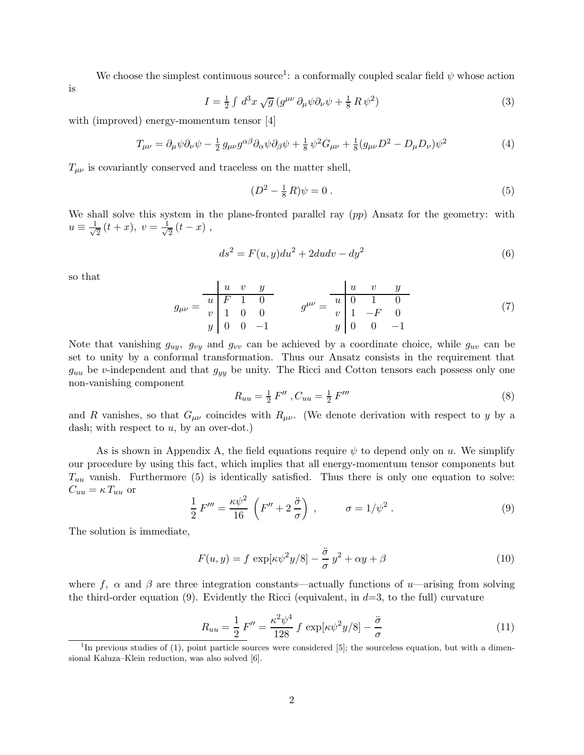We choose the simplest continuous source[1]: a conformally coupled scalar field $\psi$ whose action is

$$I = \tfrac{1}{2}\int d^3x \sqrt{g}\,(g^{\mu\nu}\,\partial_\mu\psi\partial_\nu\psi + \tfrac{1}{8}\,R\,\psi^2) \tag{3}$$

with (improved) energy-momentum tensor [4]

$$T_{\mu\nu} = \partial_\mu\psi\partial_\nu\psi - \tfrac{1}{2}\,g_{\mu\nu}g^{\alpha\beta}\partial_\alpha\psi\partial_\beta\psi + \tfrac{1}{8}\,\psi^2 G_{\mu\nu} + \tfrac{1}{8}(g_{\mu\nu}D^2 - D_\mu D_\nu)\psi^2 \tag{4}$$

$T_{\mu\nu}$ is covariantly conserved and traceless on the matter shell,

$$(D^2 - \tfrac{1}{8}\,R)\psi = 0\,. \tag{5}$$

We shall solve this system in the plane-fronted parallel ray (*pp*) Ansatz for the geometry: with $u \equiv \frac{1}{\sqrt{2}}\,(t+x),\ v = \frac{1}{\sqrt{2}}\,(t-x)$ ,

$$ds^2 = F(u,y)du^2 + 2dudv - dy^2 \tag{6}$$

so that

$$g_{\mu\nu} = \begin{array}{c|ccc} & u & v & y \\ \hline u & F & 1 & 0 \\ v & 1 & 0 & 0 \\ y & 0 & 0 & -1 \end{array} \qquad g^{\mu\nu} = \begin{array}{c|ccc} & u & v & y \\ \hline u & 0 & 1 & 0 \\ v & 1 & -F & 0 \\ y & 0 & 0 & -1 \end{array} \tag{7}$$

Note that vanishing $g_{uy}$, $g_{vy}$ and $g_{vv}$ can be achieved by a coordinate choice, while $g_{uv}$ can be set to unity by a conformal transformation. Thus our Ansatz consists in the requirement that $g_{uu}$ be $v$-independent and that $g_{yy}$ be unity. The Ricci and Cotton tensors each possess only one non-vanishing component

$$R_{uu} = \tfrac{1}{2}\,F''\,, C_{uu} = \tfrac{1}{2}\,F''' \tag{8}$$

and $R$ vanishes, so that $G_{\mu\nu}$ coincides with $R_{\mu\nu}$. (We denote derivation with respect to $y$ by a dash; with respect to $u$, by an over-dot.)

As is shown in Appendix A, the field equations require $\psi$ to depend only on $u$. We simplify our procedure by using this fact, which implies that all energy-momentum tensor components but $T_{uu}$ vanish. Furthermore (5) is identically satisfied. Thus there is only one equation to solve: $C_{uu} = \kappa\,T_{uu}$ or

$$\frac{1}{2}\,F''' = \frac{\kappa\psi^2}{16}\,\left(F'' + 2\,\frac{\ddot{\sigma}}{\sigma}\right)\,, \qquad \sigma = 1/\psi^2\,. \tag{9}$$

The solution is immediate,

$$F(u,y) = f\,\exp[\kappa\psi^2 y/8] - \frac{\ddot{\sigma}}{\sigma}\,y^2 + \alpha y + \beta \tag{10}$$

where $f$, $\alpha$ and $\beta$ are three integration constants—actually functions of $u$—arising from solving the third-order equation (9). Evidently the Ricci (equivalent, in $d$=3, to the full) curvature

$$R_{uu} = \frac{1}{2}\,F'' = \frac{\kappa^2\psi^4}{128}\,f\,\exp[\kappa\psi^2 y/8] - \frac{\ddot{\sigma}}{\sigma} \tag{11}$$

[1] In previous studies of (1), point particle sources were considered [5]; the sourceless equation, but with a dimensional Kaluza–Klein reduction, was also solved [6].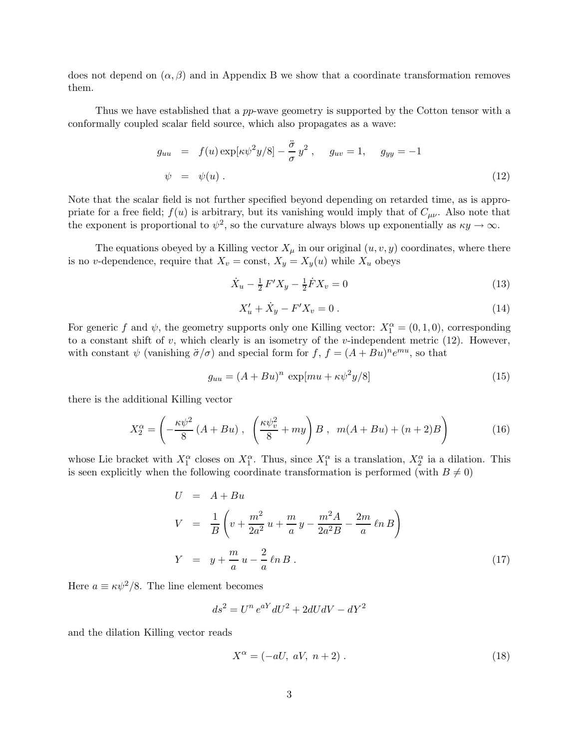does not depend on $(\alpha, \beta)$ and in Appendix B we show that a coordinate transformation removes them.

Thus we have established that a *pp*-wave geometry is supported by the Cotton tensor with a conformally coupled scalar field source, which also propagates as a wave:

$$
\begin{aligned}
g_{uu} &= f(u)\exp[\kappa\psi^2 y/8] - \frac{\ddot{\sigma}}{\sigma}\, y^2 \,, \qquad g_{uv} = 1, \qquad g_{yy} = -1 \\
\psi &= \psi(u) \,.
\end{aligned}
\tag{12}
$$

Note that the scalar field is not further specified beyond depending on retarded time, as is appropriate for a free field; $f(u)$ is arbitrary, but its vanishing would imply that of $C_{\mu\nu}$. Also note that the exponent is proportional to $\psi^2$, so the curvature always blows up exponentially as $\kappa y \to \infty$.

The equations obeyed by a Killing vector $X_\mu$ in our original $(u, v, y)$ coordinates, where there is no $v$-dependence, require that $X_v = \text{const}$, $X_y = X_y(u)$ while $X_u$ obeys

$$
\dot{X}_u - \tfrac{1}{2}\, F' X_y - \tfrac{1}{2}\dot{F} X_v = 0 \tag{13}
$$

$$
X'_u + \dot{X}_y - F' X_v = 0 \,. \tag{14}
$$

For generic $f$ and $\psi$, the geometry supports only one Killing vector: $X_1^\alpha = (0, 1, 0)$, corresponding to a constant shift of $v$, which clearly is an isometry of the $v$-independent metric (12). However, with constant $\psi$ (vanishing $\ddot{\sigma}/\sigma$) and special form for $f$, $f = (A + Bu)^n e^{mu}$, so that

$$
g_{uu} = (A + Bu)^n \, \exp[mu + \kappa\psi^2 y/8] \tag{15}
$$

there is the additional Killing vector

$$
X_2^\alpha = \left( -\frac{\kappa\psi^2}{8}\,(A + Bu) \,, \; \left(\frac{\kappa\psi_v^2}{8} + my\right) B \,, \; m(A + Bu) + (n+2)B \right) \tag{16}
$$

whose Lie bracket with $X_1^\alpha$ closes on $X_1^\alpha$. Thus, since $X_1^\alpha$ is a translation, $X_2^\alpha$ ia a dilation. This is seen explicitly when the following coordinate transformation is performed (with $B \neq 0$)

$$
\begin{aligned}
U &= A + Bu \\
V &= \frac{1}{B}\left( v + \frac{m^2}{2a^2}\, u + \frac{m}{a}\, y - \frac{m^2 A}{2a^2 B} - \frac{2m}{a}\, \ell n\, B \right) \\
Y &= y + \frac{m}{a}\, u - \frac{2}{a}\, \ell n\, B \,.
\end{aligned}
\tag{17}
$$

Here $a \equiv \kappa\psi^2/8$. The line element becomes

$$
ds^2 = U^n \, e^{aY} dU^2 + 2dUdV - dY^2
$$

and the dilation Killing vector reads

$$
X^\alpha = (-aU, \; aV, \; n+2) \,. \tag{18}
$$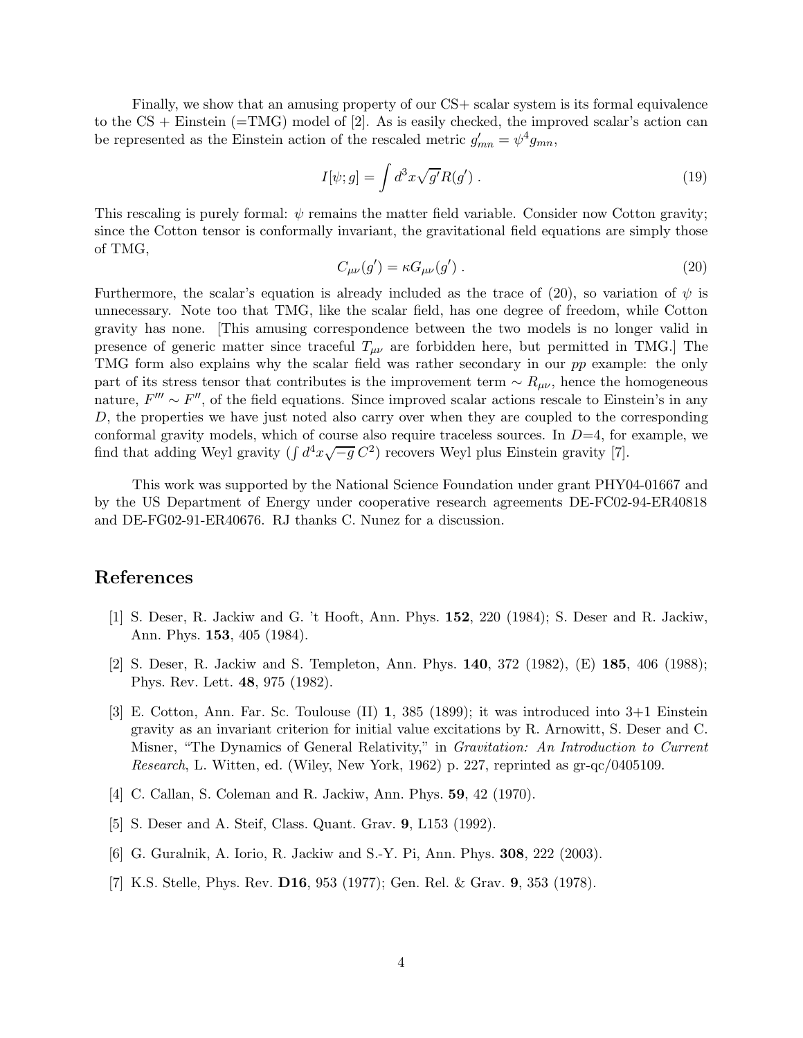Finally, we show that an amusing property of our CS+ scalar system is its formal equivalence to the CS + Einstein (=TMG) model of [2]. As is easily checked, the improved scalar's action can be represented as the Einstein action of the rescaled metric $g'_{mn} = \psi^4 g_{mn}$,

$$I[\psi; g] = \int d^3x \sqrt{g'} R(g') \,. \tag{19}$$

This rescaling is purely formal: $\psi$ remains the matter field variable. Consider now Cotton gravity; since the Cotton tensor is conformally invariant, the gravitational field equations are simply those of TMG,

$$C_{\mu\nu}(g') = \kappa G_{\mu\nu}(g') \,. \tag{20}$$

Furthermore, the scalar's equation is already included as the trace of (20), so variation of $\psi$ is unnecessary. Note too that TMG, like the scalar field, has one degree of freedom, while Cotton gravity has none. [This amusing correspondence between the two models is no longer valid in presence of generic matter since traceful $T_{\mu\nu}$ are forbidden here, but permitted in TMG.] The TMG form also explains why the scalar field was rather secondary in our *pp* example: the only part of its stress tensor that contributes is the improvement term $\sim R_{\mu\nu}$, hence the homogeneous nature, $F''' \sim F''$, of the field equations. Since improved scalar actions rescale to Einstein's in any $D$, the properties we have just noted also carry over when they are coupled to the corresponding conformal gravity models, which of course also require traceless sources. In $D$=4, for example, we find that adding Weyl gravity ($\int d^4x \sqrt{-g}\, C^2$) recovers Weyl plus Einstein gravity [7].

This work was supported by the National Science Foundation under grant PHY04-01667 and by the US Department of Energy under cooperative research agreements DE-FC02-94-ER40818 and DE-FG02-91-ER40676. RJ thanks C. Nunez for a discussion.

## References

[1] S. Deser, R. Jackiw and G. 't Hooft, Ann. Phys. **152**, 220 (1984); S. Deser and R. Jackiw, Ann. Phys. **153**, 405 (1984).

[2] S. Deser, R. Jackiw and S. Templeton, Ann. Phys. **140**, 372 (1982), (E) **185**, 406 (1988); Phys. Rev. Lett. **48**, 975 (1982).

[3] E. Cotton, Ann. Far. Sc. Toulouse (II) **1**, 385 (1899); it was introduced into 3+1 Einstein gravity as an invariant criterion for initial value excitations by R. Arnowitt, S. Deser and C. Misner, "The Dynamics of General Relativity," in *Gravitation: An Introduction to Current Research*, L. Witten, ed. (Wiley, New York, 1962) p. 227, reprinted as gr-qc/0405109.

[4] C. Callan, S. Coleman and R. Jackiw, Ann. Phys. **59**, 42 (1970).

[5] S. Deser and A. Steif, Class. Quant. Grav. **9**, L153 (1992).

[6] G. Guralnik, A. Iorio, R. Jackiw and S.-Y. Pi, Ann. Phys. **308**, 222 (2003).

[7] K.S. Stelle, Phys. Rev. **D16**, 953 (1977); Gen. Rel. & Grav. **9**, 353 (1978).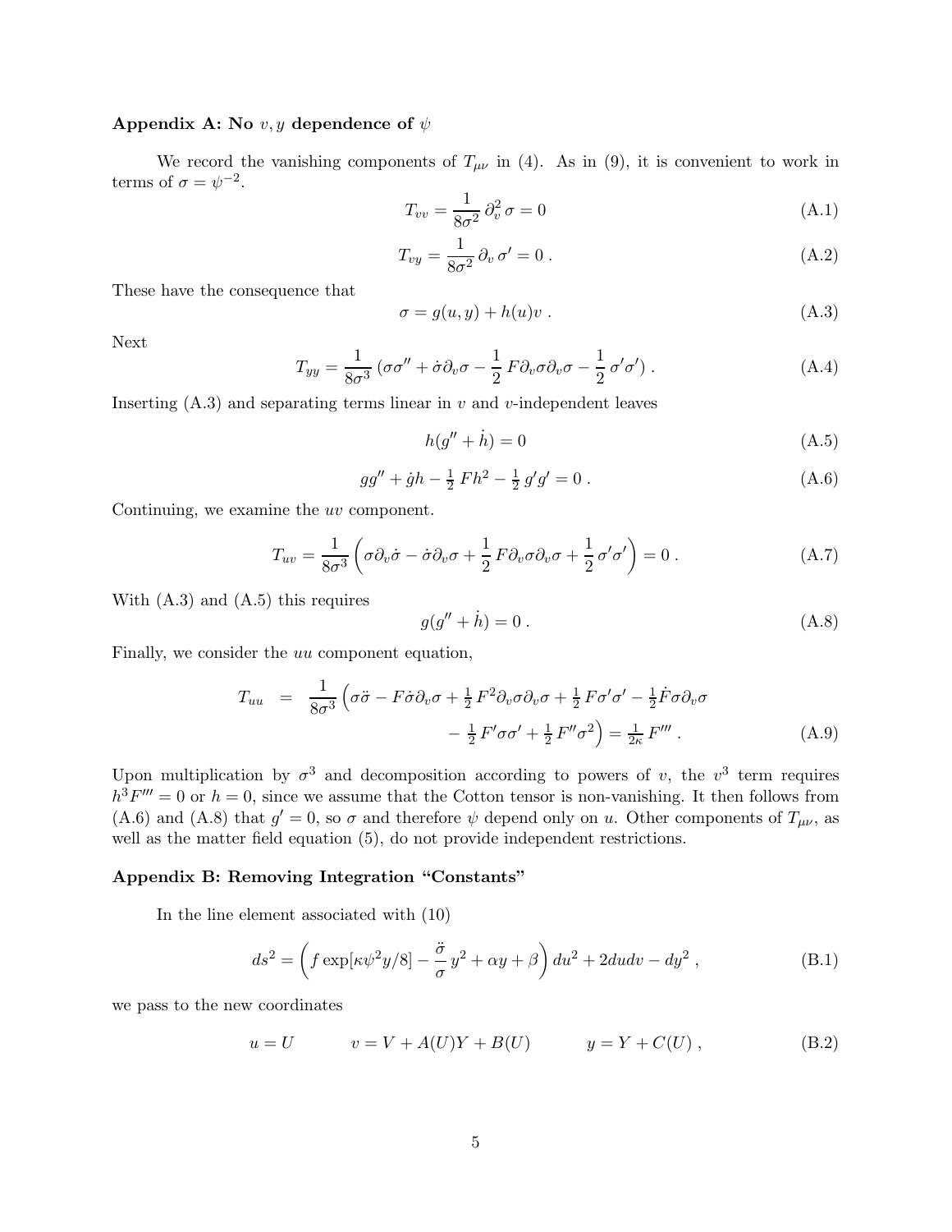### Appendix A: No $v, y$ dependence of $\psi$

We record the vanishing components of $T_{\mu\nu}$ in (4). As in (9), it is convenient to work in terms of $\sigma = \psi^{-2}$.

$$T_{vv} = \frac{1}{8\sigma^2}\,\partial_v^2\,\sigma = 0 \tag{A.1}$$

$$T_{vy} = \frac{1}{8\sigma^2}\,\partial_v\,\sigma' = 0\ . \tag{A.2}$$

These have the consequence that

$$\sigma = g(u,y) + h(u)v\ . \tag{A.3}$$

Next

$$T_{yy} = \frac{1}{8\sigma^3}\left(\sigma\sigma'' + \dot\sigma\partial_v\sigma - \frac{1}{2}\,F\partial_v\sigma\partial_v\sigma - \frac{1}{2}\,\sigma'\sigma'\right). \tag{A.4}$$

Inserting (A.3) and separating terms linear in $v$ and $v$-independent leaves

$$h(g'' + \dot h) = 0 \tag{A.5}$$

$$gg'' + \dot g h - \tfrac{1}{2}\,Fh^2 - \tfrac{1}{2}\,g'g' = 0\ . \tag{A.6}$$

Continuing, we examine the $uv$ component.

$$T_{uv} = \frac{1}{8\sigma^3}\left(\sigma\partial_v\dot\sigma - \dot\sigma\partial_v\sigma + \frac{1}{2}\,F\partial_v\sigma\partial_v\sigma + \frac{1}{2}\,\sigma'\sigma'\right) = 0\ . \tag{A.7}$$

With (A.3) and (A.5) this requires

$$g(g'' + \dot h) = 0\ . \tag{A.8}$$

Finally, we consider the $uu$ component equation,

$$T_{uu} = \frac{1}{8\sigma^3}\Big(\sigma\ddot\sigma - F\dot\sigma\partial_v\sigma + \tfrac{1}{2}\,F^2\partial_v\sigma\partial_v\sigma + \tfrac{1}{2}\,F\sigma'\sigma' - \tfrac{1}{2}\dot F\sigma\partial_v\sigma - \tfrac{1}{2}\,F'\sigma\sigma' + \tfrac{1}{2}\,F''\sigma^2\Big) = \tfrac{1}{2\kappa}\,F'''\ . \tag{A.9}$$

Upon multiplication by $\sigma^3$ and decomposition according to powers of $v$, the $v^3$ term requires $h^3F''' = 0$ or $h = 0$, since we assume that the Cotton tensor is non-vanishing. It then follows from (A.6) and (A.8) that $g' = 0$, so $\sigma$ and therefore $\psi$ depend only on $u$. Other components of $T_{\mu\nu}$, as well as the matter field equation (5), do not provide independent restrictions.

### Appendix B: Removing Integration "Constants"

In the line element associated with (10)

$$ds^2 = \left(f\exp[\kappa\psi^2 y/8] - \frac{\ddot\sigma}{\sigma}\,y^2 + \alpha y + \beta\right)du^2 + 2du dv - dy^2\ , \tag{B.1}$$

we pass to the new coordinates

$$u = U \qquad v = V + A(U)Y + B(U) \qquad y = Y + C(U)\ , \tag{B.2}$$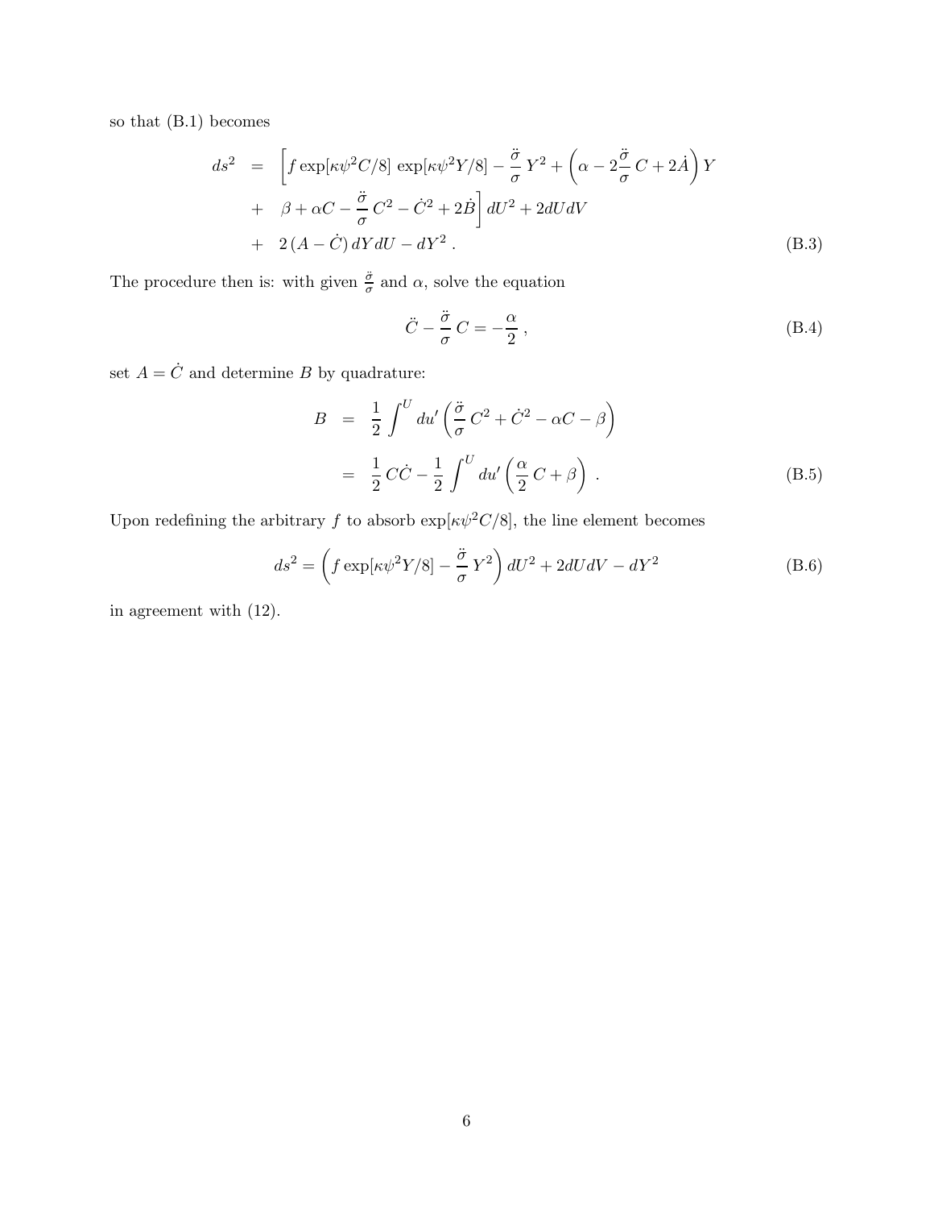so that (B.1) becomes

$$
\begin{aligned}
ds^2 &= \left[ f \exp[\kappa\psi^2 C/8] \, \exp[\kappa\psi^2 Y/8] - \frac{\ddot{\sigma}}{\sigma} \, Y^2 + \left( \alpha - 2\frac{\ddot{\sigma}}{\sigma} \, C + 2\dot{A} \right) Y \right. \\
&+ \left. \beta + \alpha C - \frac{\ddot{\sigma}}{\sigma} \, C^2 - \dot{C}^2 + 2\dot{B} \right] dU^2 + 2dU dV \\
&+ 2\,(A - \dot{C})\, dY dU - dY^2 \, .
\end{aligned}
\tag{B.3}
$$

The procedure then is: with given $\frac{\ddot{\sigma}}{\sigma}$ and $\alpha$, solve the equation

$$
\ddot{C} - \frac{\ddot{\sigma}}{\sigma} \, C = -\frac{\alpha}{2} \, ,
\tag{B.4}
$$

set $A = \dot{C}$ and determine $B$ by quadrature:

$$
\begin{aligned}
B &= \frac{1}{2} \int^U du' \left( \frac{\ddot{\sigma}}{\sigma} \, C^2 + \dot{C}^2 - \alpha C - \beta \right) \\
&= \frac{1}{2} \, C\dot{C} - \frac{1}{2} \int^U du' \left( \frac{\alpha}{2} \, C + \beta \right) \, .
\end{aligned}
\tag{B.5}
$$

Upon redefining the arbitrary $f$ to absorb $\exp[\kappa\psi^2 C/8]$, the line element becomes

$$
ds^2 = \left( f \exp[\kappa\psi^2 Y/8] - \frac{\ddot{\sigma}}{\sigma} \, Y^2 \right) dU^2 + 2dU dV - dY^2
\tag{B.6}
$$

in agreement with (12).